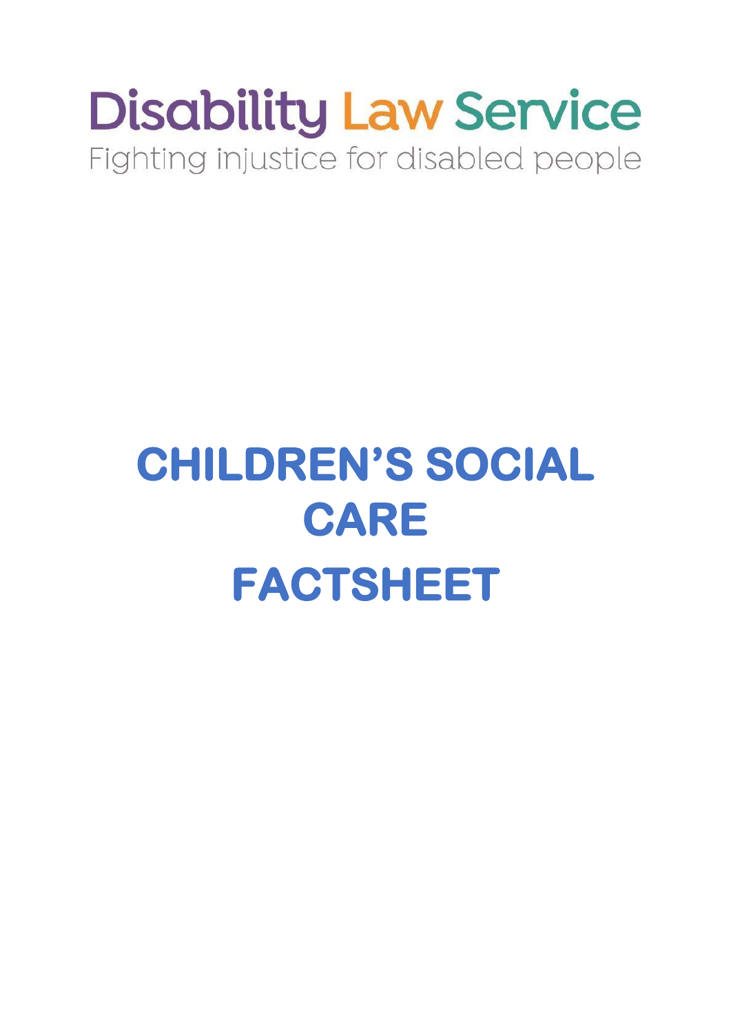Disability Law Service

Fighting injustice for disabled people

# CHILDREN'S SOCIAL CARE FACTSHEET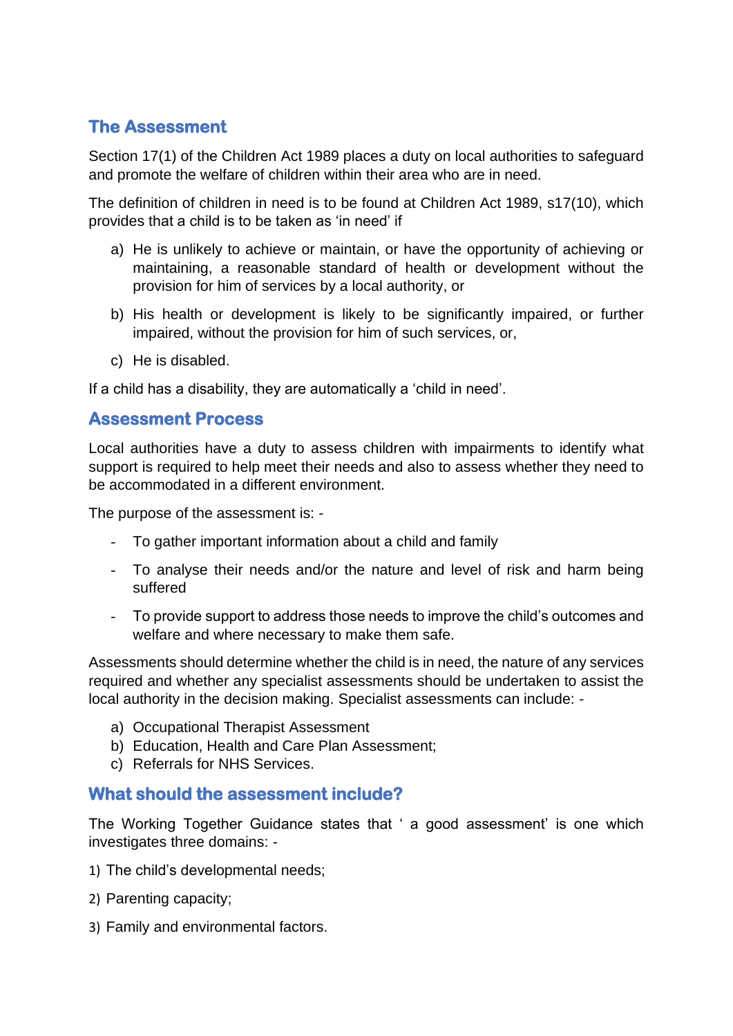## The Assessment

Section 17(1) of the Children Act 1989 places a duty on local authorities to safeguard and promote the welfare of children within their area who are in need.

The definition of children in need is to be found at Children Act 1989, s17(10), which provides that a child is to be taken as 'in need' if

a) He is unlikely to achieve or maintain, or have the opportunity of achieving or maintaining, a reasonable standard of health or development without the provision for him of services by a local authority, or

b) His health or development is likely to be significantly impaired, or further impaired, without the provision for him of such services, or,

c) He is disabled.

If a child has a disability, they are automatically a 'child in need'.

## Assessment Process

Local authorities have a duty to assess children with impairments to identify what support is required to help meet their needs and also to assess whether they need to be accommodated in a different environment.

The purpose of the assessment is: -

- To gather important information about a child and family
- To analyse their needs and/or the nature and level of risk and harm being suffered
- To provide support to address those needs to improve the child's outcomes and welfare and where necessary to make them safe.

Assessments should determine whether the child is in need, the nature of any services required and whether any specialist assessments should be undertaken to assist the local authority in the decision making. Specialist assessments can include: -

a) Occupational Therapist Assessment
b) Education, Health and Care Plan Assessment;
c) Referrals for NHS Services.

## What should the assessment include?

The Working Together Guidance states that ' a good assessment' is one which investigates three domains: -

1) The child's developmental needs;

2) Parenting capacity;

3) Family and environmental factors.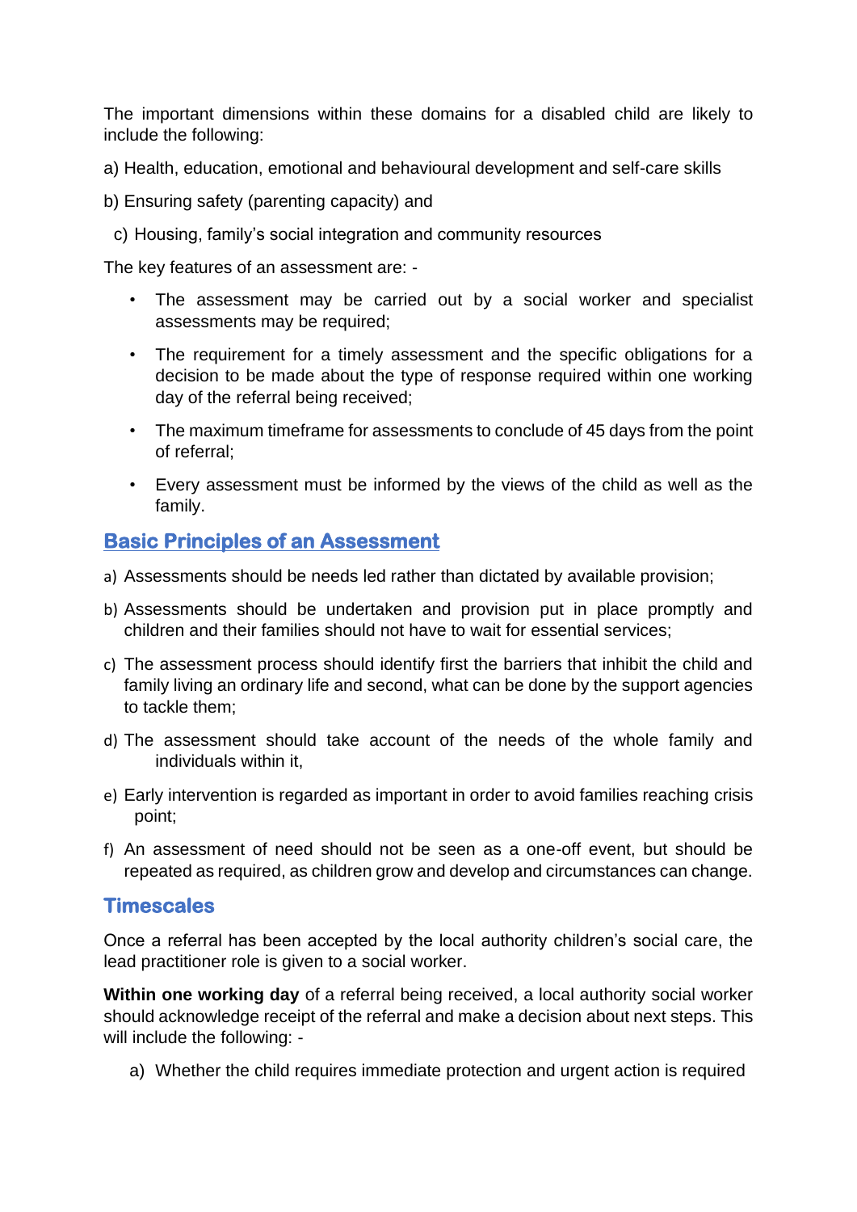The important dimensions within these domains for a disabled child are likely to include the following:

a) Health, education, emotional and behavioural development and self-care skills

b) Ensuring safety (parenting capacity) and

c) Housing, family's social integration and community resources

The key features of an assessment are: -

- The assessment may be carried out by a social worker and specialist assessments may be required;
- The requirement for a timely assessment and the specific obligations for a decision to be made about the type of response required within one working day of the referral being received;
- The maximum timeframe for assessments to conclude of 45 days from the point of referral;
- Every assessment must be informed by the views of the child as well as the family.

## Basic Principles of an Assessment

a) Assessments should be needs led rather than dictated by available provision;

b) Assessments should be undertaken and provision put in place promptly and children and their families should not have to wait for essential services;

c) The assessment process should identify first the barriers that inhibit the child and family living an ordinary life and second, what can be done by the support agencies to tackle them;

d) The assessment should take account of the needs of the whole family and individuals within it,

e) Early intervention is regarded as important in order to avoid families reaching crisis point;

f) An assessment of need should not be seen as a one-off event, but should be repeated as required, as children grow and develop and circumstances can change.

## Timescales

Once a referral has been accepted by the local authority children's social care, the lead practitioner role is given to a social worker.

**Within one working day** of a referral being received, a local authority social worker should acknowledge receipt of the referral and make a decision about next steps. This will include the following: -

a) Whether the child requires immediate protection and urgent action is required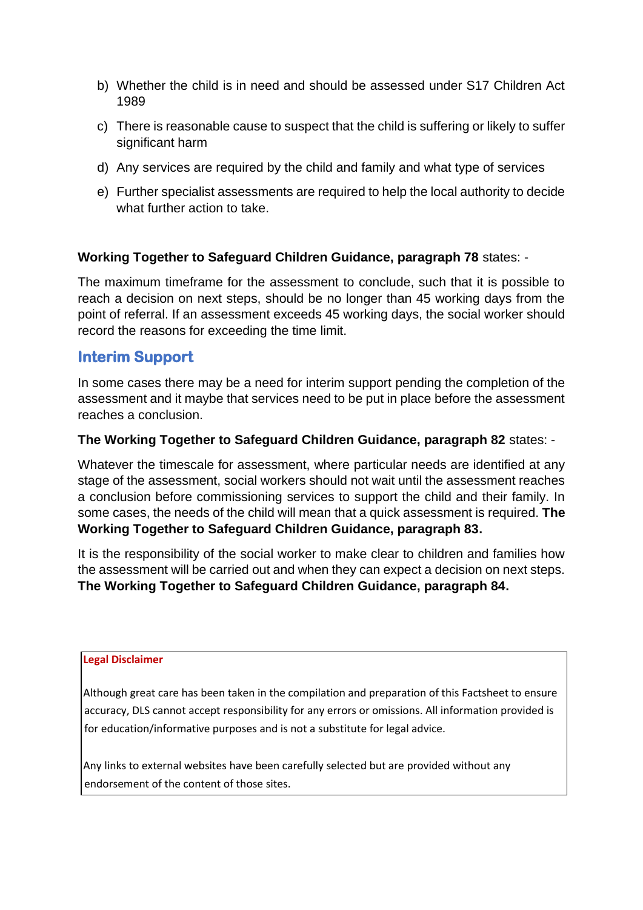b) Whether the child is in need and should be assessed under S17 Children Act 1989

c) There is reasonable cause to suspect that the child is suffering or likely to suffer significant harm

d) Any services are required by the child and family and what type of services

e) Further specialist assessments are required to help the local authority to decide what further action to take.

**Working Together to Safeguard Children Guidance, paragraph 78** states: -

The maximum timeframe for the assessment to conclude, such that it is possible to reach a decision on next steps, should be no longer than 45 working days from the point of referral. If an assessment exceeds 45 working days, the social worker should record the reasons for exceeding the time limit.

## Interim Support

In some cases there may be a need for interim support pending the completion of the assessment and it maybe that services need to be put in place before the assessment reaches a conclusion.

**The Working Together to Safeguard Children Guidance, paragraph 82** states: -

Whatever the timescale for assessment, where particular needs are identified at any stage of the assessment, social workers should not wait until the assessment reaches a conclusion before commissioning services to support the child and their family. In some cases, the needs of the child will mean that a quick assessment is required. **The Working Together to Safeguard Children Guidance, paragraph 83.**

It is the responsibility of the social worker to make clear to children and families how the assessment will be carried out and when they can expect a decision on next steps. **The Working Together to Safeguard Children Guidance, paragraph 84.**

**Legal Disclaimer**

Although great care has been taken in the compilation and preparation of this Factsheet to ensure accuracy, DLS cannot accept responsibility for any errors or omissions. All information provided is for education/informative purposes and is not a substitute for legal advice.

Any links to external websites have been carefully selected but are provided without any endorsement of the content of those sites.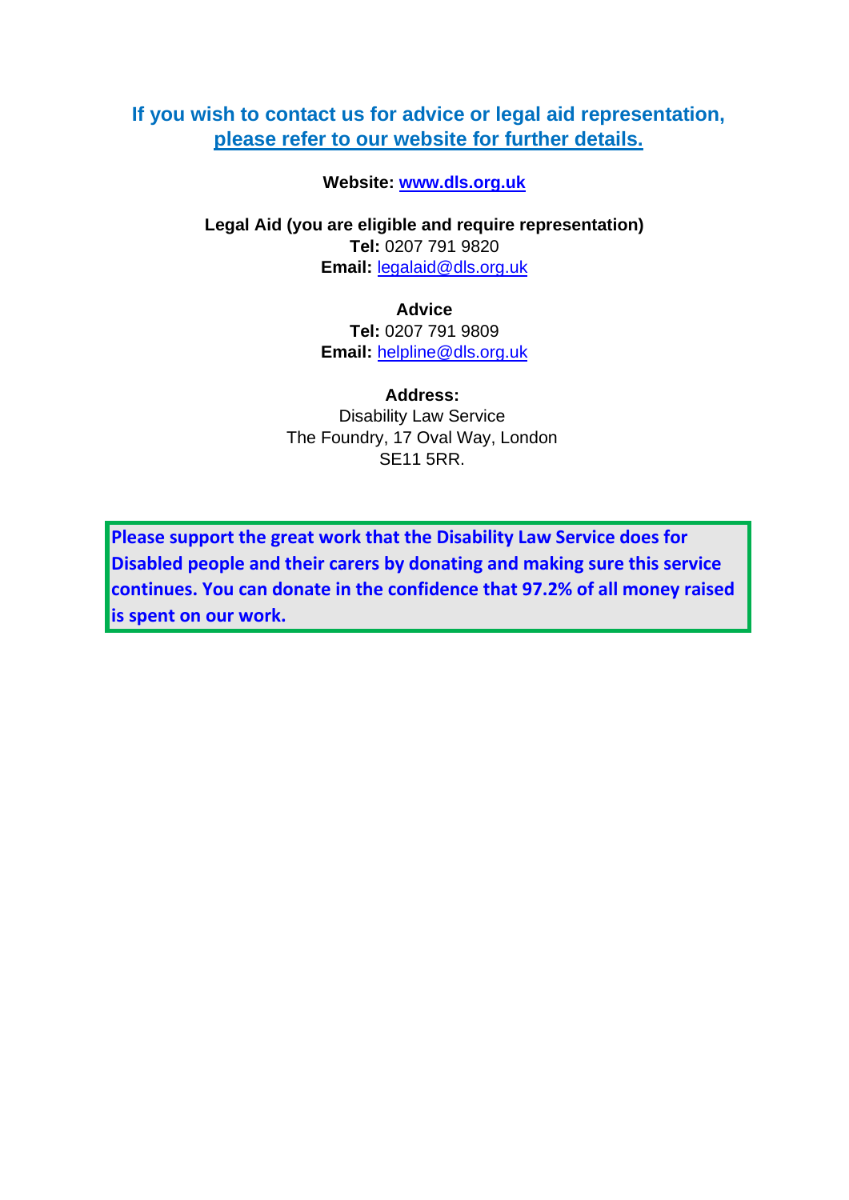**If you wish to contact us for advice or legal aid representation, please refer to our website for further details.**

**Website:** www.dls.org.uk

**Legal Aid (you are eligible and require representation)**
**Tel:** 0207 791 9820
**Email:** legalaid@dls.org.uk

**Advice**
**Tel:** 0207 791 9809
**Email:** helpline@dls.org.uk

**Address:**
Disability Law Service
The Foundry, 17 Oval Way, London
SE11 5RR.

**Please support the great work that the Disability Law Service does for Disabled people and their carers by donating and making sure this service continues. You can donate in the confidence that 97.2% of all money raised is spent on our work.**